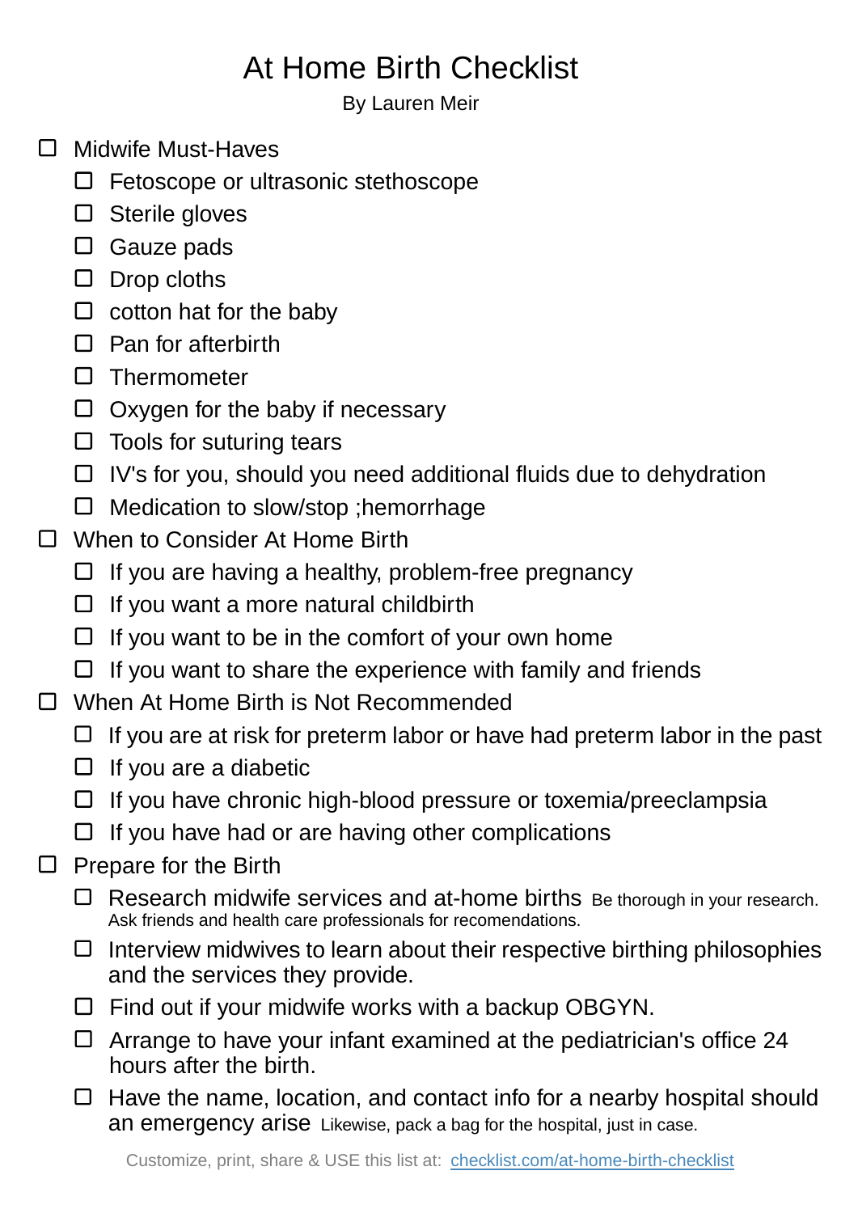# At Home Birth Checklist

By Lauren Meir

- [ ] Midwife Must-Haves
  - [ ] Fetoscope or ultrasonic stethoscope
  - [ ] Sterile gloves
  - [ ] Gauze pads
  - [ ] Drop cloths
  - [ ] cotton hat for the baby
  - [ ] Pan for afterbirth
  - [ ] Thermometer
  - [ ] Oxygen for the baby if necessary
  - [ ] Tools for suturing tears
  - [ ] IV's for you, should you need additional fluids due to dehydration
  - [ ] Medication to slow/stop ;hemorrhage
- [ ] When to Consider At Home Birth
  - [ ] If you are having a healthy, problem-free pregnancy
  - [ ] If you want a more natural childbirth
  - [ ] If you want to be in the comfort of your own home
  - [ ] If you want to share the experience with family and friends
- [ ] When At Home Birth is Not Recommended
  - [ ] If you are at risk for preterm labor or have had preterm labor in the past
  - [ ] If you are a diabetic
  - [ ] If you have chronic high-blood pressure or toxemia/preeclampsia
  - [ ] If you have had or are having other complications
- [ ] Prepare for the Birth
  - [ ] Research midwife services and at-home births Be thorough in your research. Ask friends and health care professionals for recomendations.
  - [ ] Interview midwives to learn about their respective birthing philosophies and the services they provide.
  - [ ] Find out if your midwife works with a backup OBGYN.
  - [ ] Arrange to have your infant examined at the pediatrician's office 24 hours after the birth.
  - [ ] Have the name, location, and contact info for a nearby hospital should an emergency arise Likewise, pack a bag for the hospital, just in case.

Customize, print, share & USE this list at: [checklist.com/at-home-birth-checklist](https://checklist.com/at-home-birth-checklist)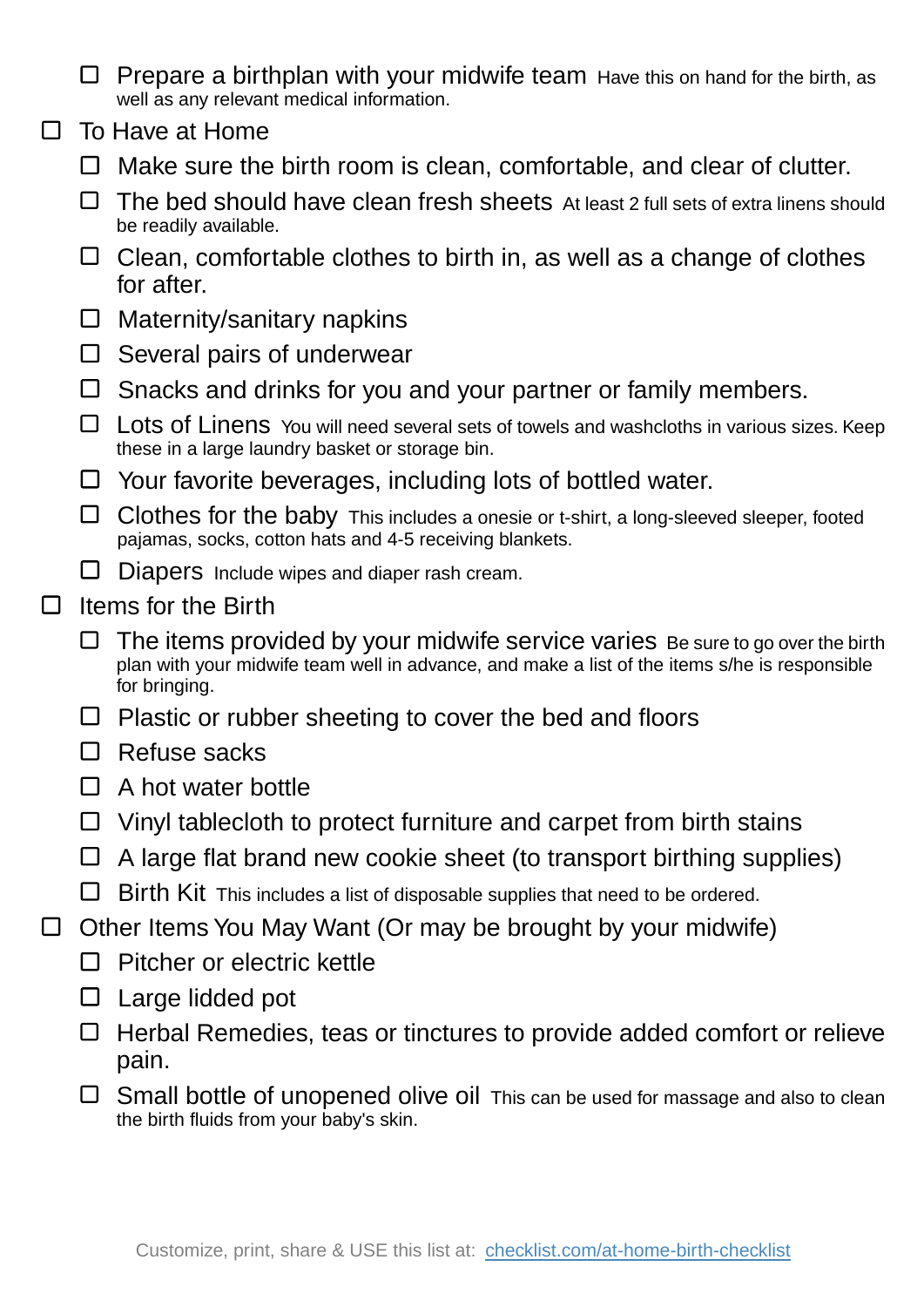- [ ] Prepare a birthplan with your midwife team Have this on hand for the birth, as well as any relevant medical information.

- [ ] To Have at Home
  - [ ] Make sure the birth room is clean, comfortable, and clear of clutter.
  - [ ] The bed should have clean fresh sheets At least 2 full sets of extra linens should be readily available.
  - [ ] Clean, comfortable clothes to birth in, as well as a change of clothes for after.
  - [ ] Maternity/sanitary napkins
  - [ ] Several pairs of underwear
  - [ ] Snacks and drinks for you and your partner or family members.
  - [ ] Lots of Linens You will need several sets of towels and washcloths in various sizes. Keep these in a large laundry basket or storage bin.
  - [ ] Your favorite beverages, including lots of bottled water.
  - [ ] Clothes for the baby This includes a onesie or t-shirt, a long-sleeved sleeper, footed pajamas, socks, cotton hats and 4-5 receiving blankets.
  - [ ] Diapers Include wipes and diaper rash cream.
- [ ] Items for the Birth
  - [ ] The items provided by your midwife service varies Be sure to go over the birth plan with your midwife team well in advance, and make a list of the items s/he is responsible for bringing.
  - [ ] Plastic or rubber sheeting to cover the bed and floors
  - [ ] Refuse sacks
  - [ ] A hot water bottle
  - [ ] Vinyl tablecloth to protect furniture and carpet from birth stains
  - [ ] A large flat brand new cookie sheet (to transport birthing supplies)
  - [ ] Birth Kit This includes a list of disposable supplies that need to be ordered.
- [ ] Other Items You May Want (Or may be brought by your midwife)
  - [ ] Pitcher or electric kettle
  - [ ] Large lidded pot
  - [ ] Herbal Remedies, teas or tinctures to provide added comfort or relieve pain.
  - [ ] Small bottle of unopened olive oil This can be used for massage and also to clean the birth fluids from your baby's skin.

Customize, print, share & USE this list at: [checklist.com/at-home-birth-checklist](checklist.com/at-home-birth-checklist)